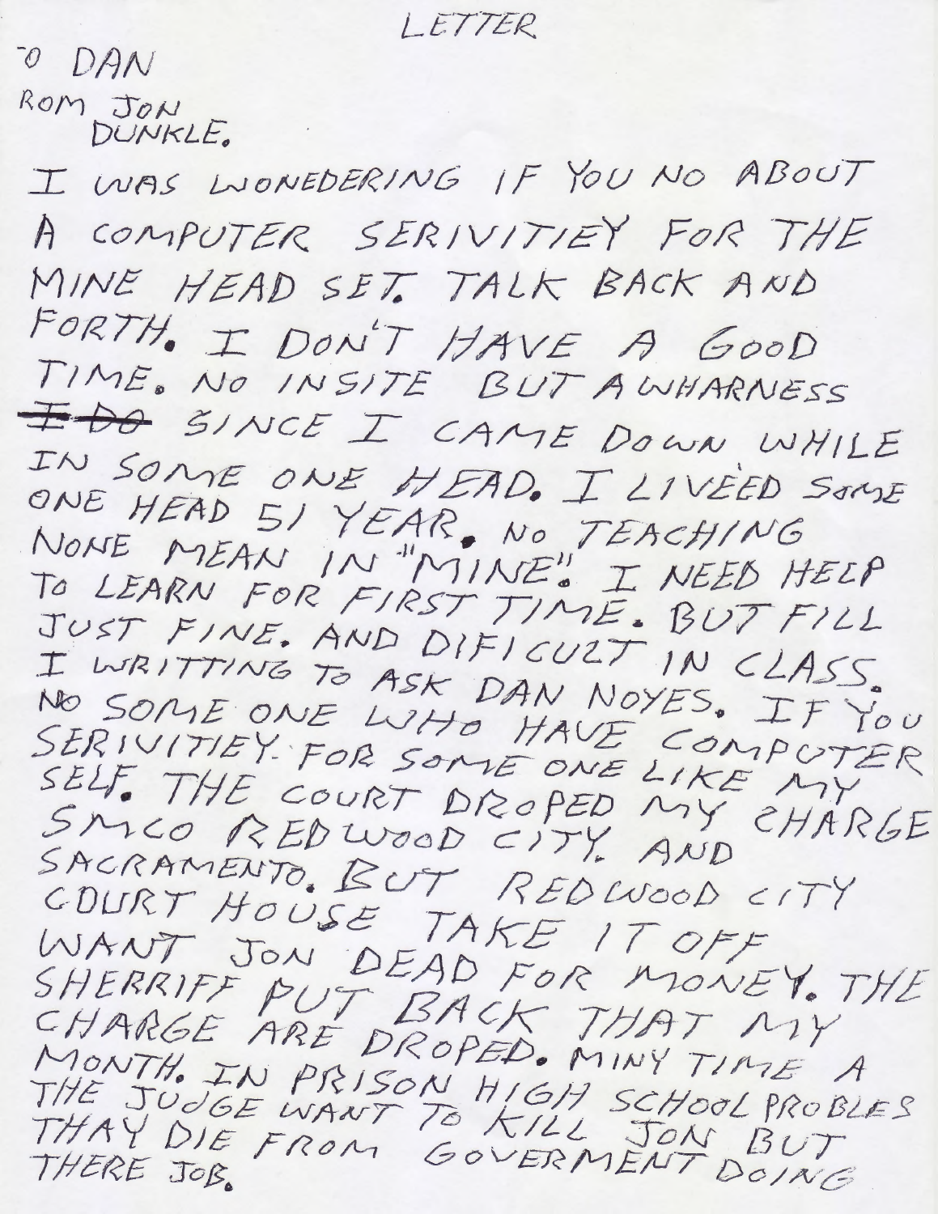LETTER

TO DAN

ROM JON
DUNKLE.

I WAS WONEDERING IF YOU NO ABOUT A COMPUTER SERIVITIEY FOR THE MINE HEAD SET. TALK BACK AND FORTH. I DON'T HAVE A GOOD TIME. NO INSITE BUT AWHARNESS ~~I DO~~ SINCE I CAME DOWN WHILE IN SOME ONE HEAD. I LIVEED SOME ONE HEAD 51 YEAR. NO TEACHING NONE MEAN IN "MINE". I NEED HELP TO LEARN FOR FIRST TIME. BUT FILL JUST FINE. AND DIFICULT IN CLASS. I WRITTING TO ASK DAN NOYES. IF YOU NO SOME ONE WHO HAVE COMPUTER SERIVITIEY FOR SOME ONE LIKE MY SELF. THE COURT DROPED MY CHARGE SMCO REDWOOD CITY. AND SACRAMENTO. BUT REDWOOD CITY COURT HOUSE TAKE IT OFF WANT JON DEAD FOR MONEY. THE SHERRIFF PUT BACK THAT MY CHARGE ARE DROPED. MINY TIME A MONTH. IN PRISON HIGH SCHOOL PROBLES THE JUDGE WANT TO KILL JON BUT THAY DIE FROM GOVERMENT DOING THERE JOB.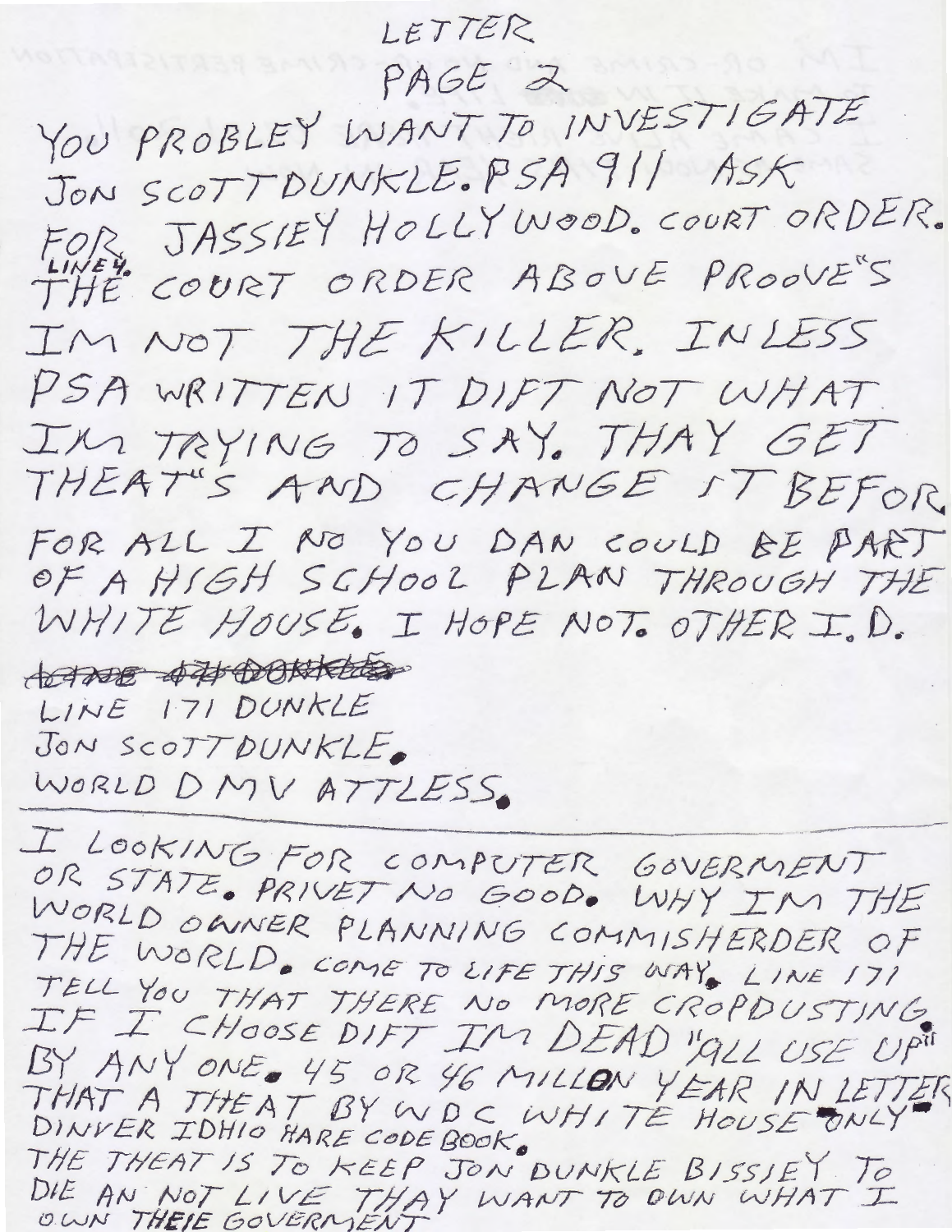LETTER

PAGE 2

YOU PROBLEY WANT TO INVESTIGATE JON SCOTTDUNKLE. PSA 911 ASK FOR JASSIEY HOLLYWOOD. COURT ORDER. LINE 4. THE COURT ORDER ABOVE PROOVE"S IM NOT THE KILLER. INLESS PSA WRITTEN IT DIFT NOT WHAT IM TRYING TO SAY. THAY GET THEAT"S AND CHANGE IT BEFOR. FOR ALL I NO YOU DAN COULD BE PART OF A HIGH SCHOOL PLAN THROUGH THE WHITE HOUSE. I HOPE NOT. OTHER I.D.

~~LINE 171 DUNKLE~~

LINE 171 DUNKLE

JON SCOTTDUNKLE.

WORLD DMV ATTLESS.

---

I LOOKING FOR COMPUTER GOVERMENT OR STATE. PRIVET NO GOOD. WHY IM THE WORLD OWNER PLANNING COMMISHERDER OF THE WORLD. COME TO LIFE THIS WAY. LINE 171 TELL YOU THAT THERE NO MORE CROPDUSTING. IF I CHOOSE DIFT IM DEAD "ALL USE UP" BY ANY ONE. 45 OR 46 MILLON YEAR IN LETTER THAT A THEAT BY WDC WHITE HOUSE ONLY. DINVER IDHIO HARE CODE BOOK. THE THEAT IS TO KEEP JON DUNKLE BISSIEY TO DIE AN NOT LIVE THAY WANT TO OWN WHAT I OWN THEIE GOVERMENT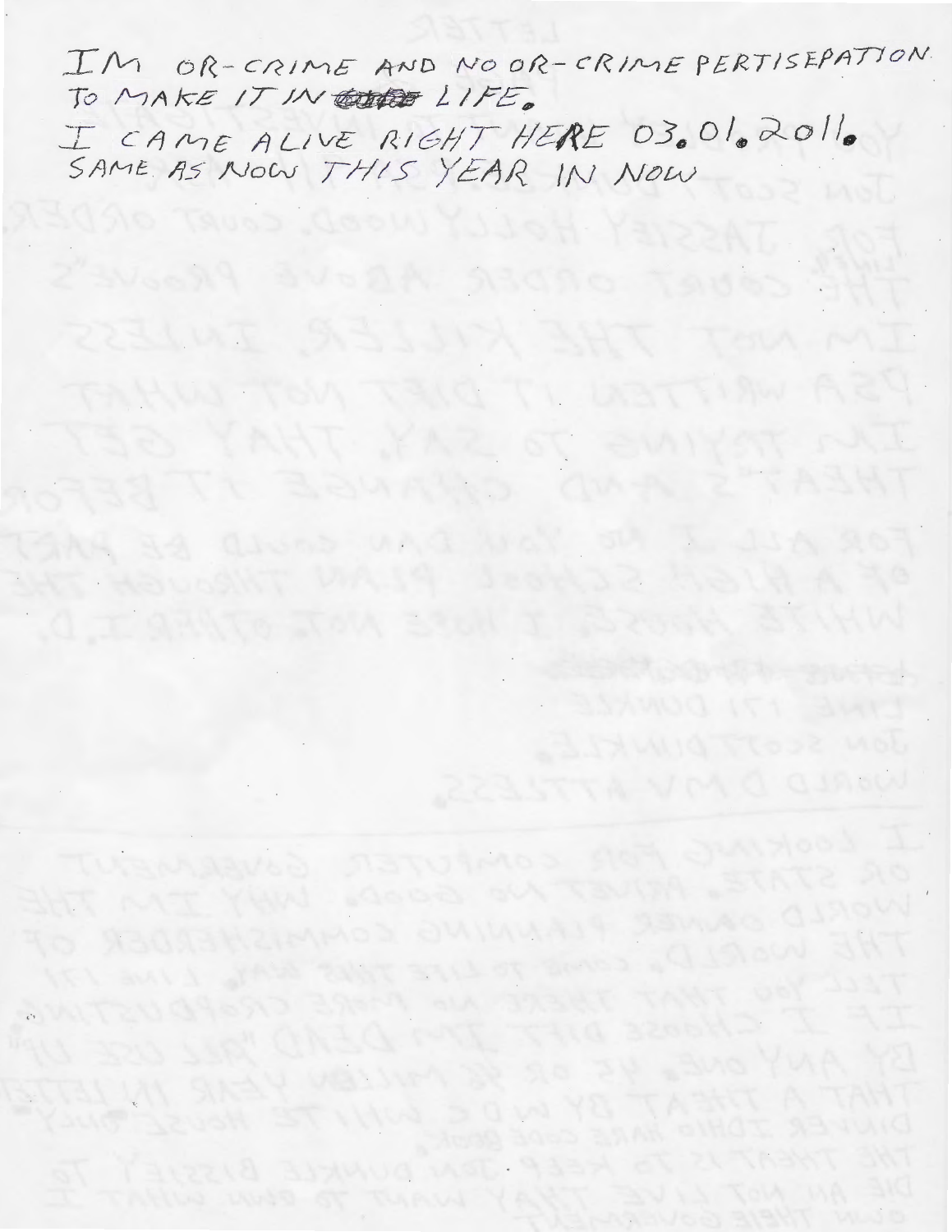IM OR-CRIME AND NO OR-CRIME PERTISEPATION
TO MAKE IT IN LIFE.

I CAME ALIVE RIGHT HERE 03.01.2011.
SAME AS NOW THIS YEAR IN NOW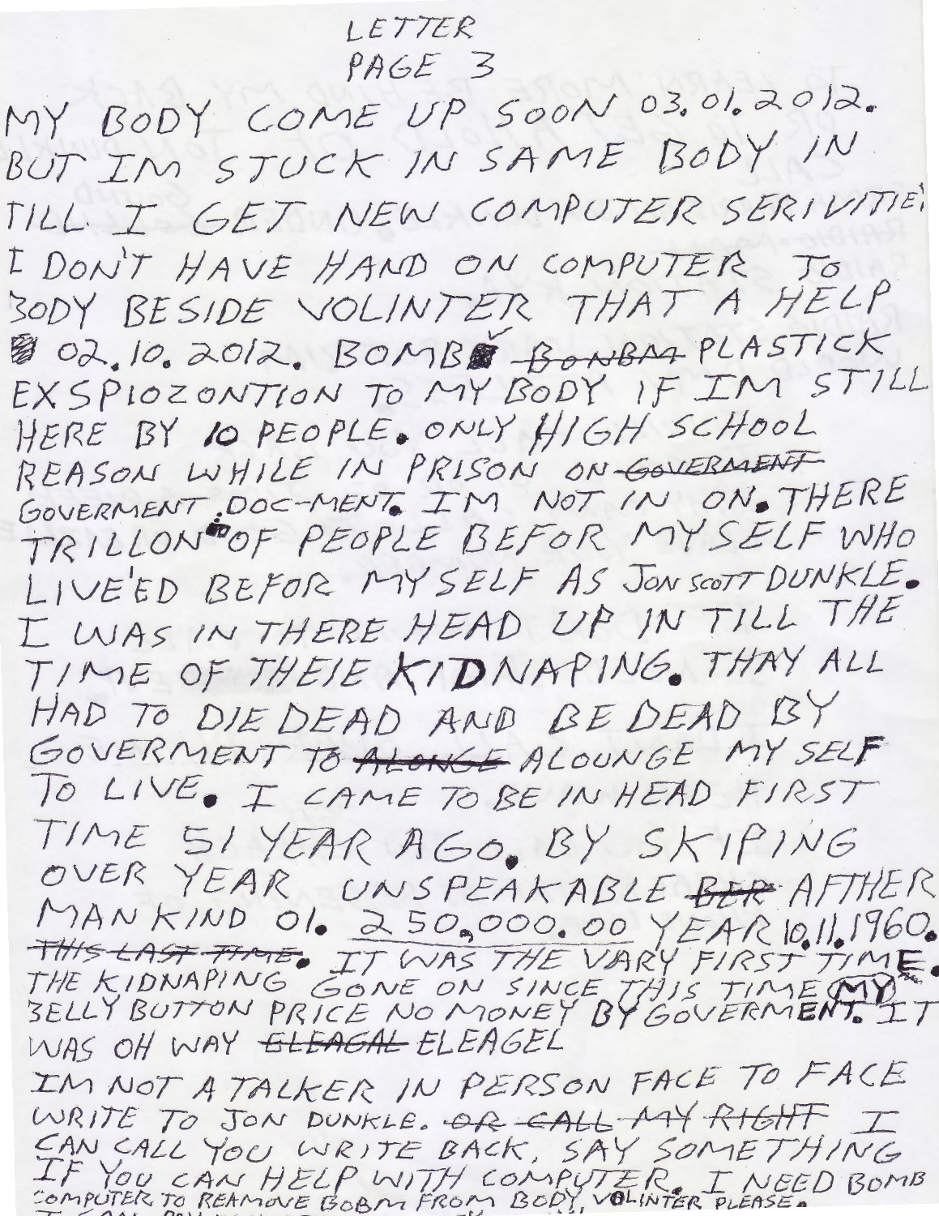LETTER
PAGE 3

MY BODY COME UP SOON 03.01.2012. BUT IM STUCK IN SAME BODY IN TILL I GET NEW COMPUTER SERIVITIE. I DON'T HAVE HAND ON COMPUTER TO BODY BESIDE VOLINTER THAT A HELP 02.10.2012. BOMB ~~BONBM~~ PLASTICK EXSPIOZONTION TO MY BODY IF IM STILL HERE BY 10 PEOPLE. ONLY HIGH SCHOOL REASON WHILE IN PRISON ON ~~GOVERMENT~~ GOVERMENT DOC-MENT. IM NOT IN ON. THERE TRILLON OF PEOPLE BEFOR MYSELF WHO LIVE'ED BEFOR MYSELF AS JON SCOTT DUNKLE. I WAS IN THERE HEAD UP IN TILL THE TIME OF THEIE KIDNAPING. THAY ALL HAD TO DIE DEAD AND BE DEAD BY GOVERMENT TO ~~ALONGE~~ ALOUNGE MY SELF TO LIVE. I CAME TO BE IN HEAD FIRST TIME 51 YEAR AGO. BY SKIPING OVER YEAR UNSPEAKABLE ~~BER~~ AFTHER MANKIND 01. 250,000.00 YEAR 10.11.1960. ~~THIS LAST TIME~~. IT WAS THE VARY FIRST TIME. THE KIDNAPING GONE ON SINCE THIS TIME MY BELLY BUTTON PRICE NO MONEY BY GOVERMENT. IT WAS OH WAY ~~ELEAGAL~~ ELEAGEL

IM NOT A TALKER IN PERSON FACE TO FACE WRITE TO JON DUNKLE. ~~OR CALL MY RIGHT~~ I CAN CALL YOU WRITE BACK, SAY SOMETHING IF YOU CAN HELP WITH COMPUTER. I NEED BOMB COMPUTER TO REAMOVE BOBM FROM BODY, VOLINTER PLEASE.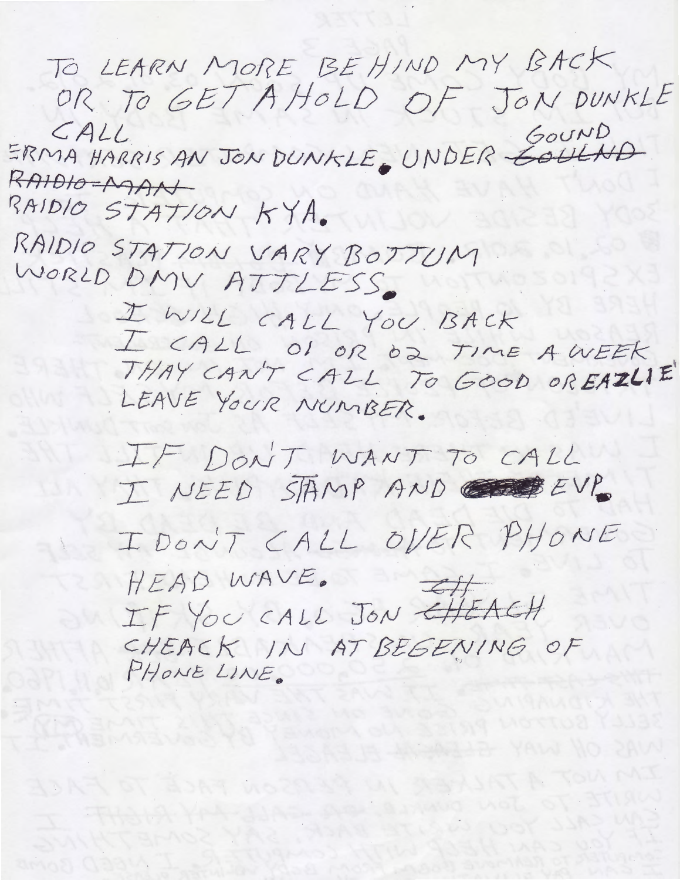TO LEARN MORE BEHIND MY BACK
OR TO GET A HOLD OF JON DUNKLE
CALL
ERMA HARRIS AN JON DUNKLE. UNDER ~~GOULND~~ GOUND
~~RAIDIO-MAN~~
RAIDIO STATION KYA.

RAIDIO STATION VARY BOTTUM
WORLD DMV ATTLESS.

I WILL CALL YOU BACK
I CALL 01 OR 02 TIME A WEEK
THAY CAN'T CALL TO GOOD OR EAZLIE
LEAVE YOUR NUMBER.

IF DON'T WANT TO CALL
I NEED STAMP AND EVP.

I DONT CALL OVER PHONE
HEAD WAVE.
IF YOU CALL JON ~~CHEACH~~
CHEACK IN AT BEGENING OF
PHONE LINE.